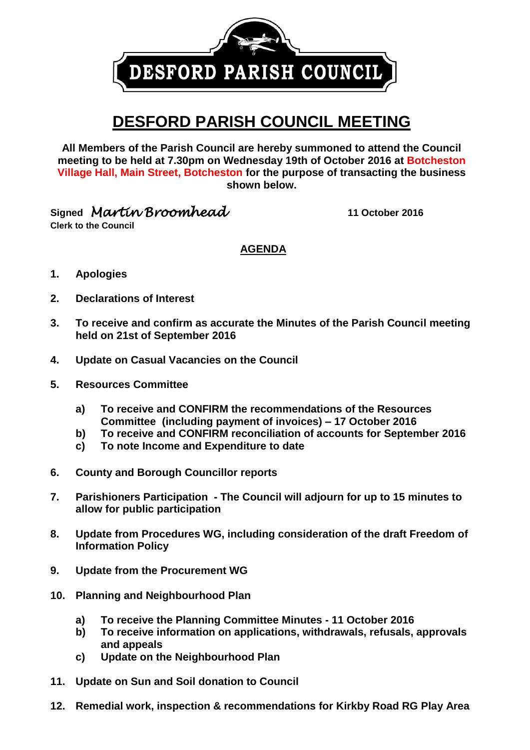DESFORD PARISH COUNCIL

# DESFORD PARISH COUNCIL MEETING

**All Members of the Parish Council are hereby summoned to attend the Council meeting to be held at 7.30pm on Wednesday 19th of October 2016 at Botcheston Village Hall, Main Street, Botcheston for the purpose of transacting the business shown below.**

**Signed** *Martin Broomhead* **11 October 2016**
**Clerk to the Council**

## AGENDA

1. **Apologies**

2. **Declarations of Interest**

3. **To receive and confirm as accurate the Minutes of the Parish Council meeting held on 21st of September 2016**

4. **Update on Casual Vacancies on the Council**

5. **Resources Committee**

   a) **To receive and CONFIRM the recommendations of the Resources Committee (including payment of invoices) – 17 October 2016**
   b) **To receive and CONFIRM reconciliation of accounts for September 2016**
   c) **To note Income and Expenditure to date**

6. **County and Borough Councillor reports**

7. **Parishioners Participation - The Council will adjourn for up to 15 minutes to allow for public participation**

8. **Update from Procedures WG, including consideration of the draft Freedom of Information Policy**

9. **Update from the Procurement WG**

10. **Planning and Neighbourhood Plan**

    a) **To receive the Planning Committee Minutes - 11 October 2016**
    b) **To receive information on applications, withdrawals, refusals, approvals and appeals**
    c) **Update on the Neighbourhood Plan**

11. **Update on Sun and Soil donation to Council**

12. **Remedial work, inspection & recommendations for Kirkby Road RG Play Area**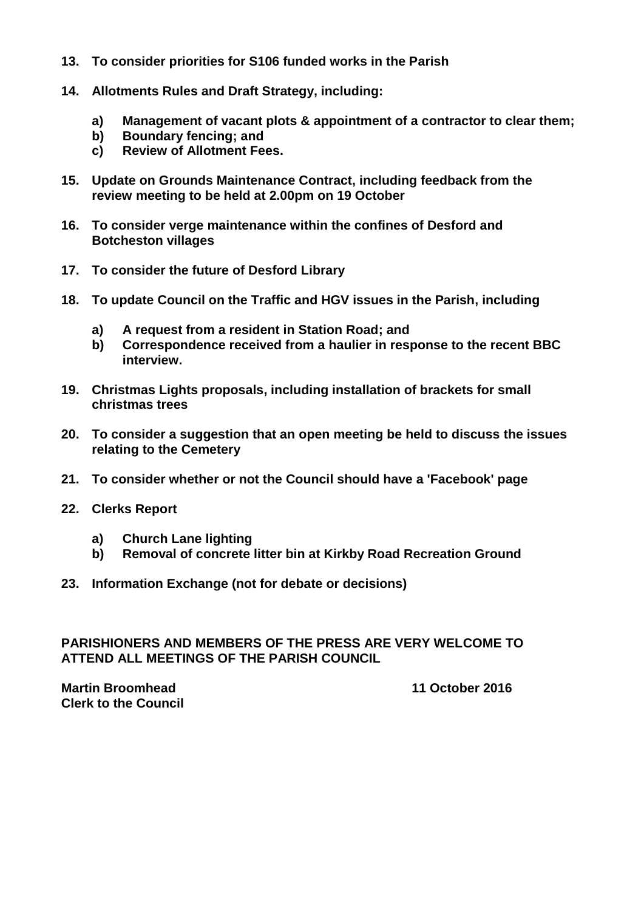**13. To consider priorities for S106 funded works in the Parish**

**14. Allotments Rules and Draft Strategy, including:**

- **a) Management of vacant plots & appointment of a contractor to clear them;**
- **b) Boundary fencing; and**
- **c) Review of Allotment Fees.**

**15. Update on Grounds Maintenance Contract, including feedback from the review meeting to be held at 2.00pm on 19 October**

**16. To consider verge maintenance within the confines of Desford and Botcheston villages**

**17. To consider the future of Desford Library**

**18. To update Council on the Traffic and HGV issues in the Parish, including**

- **a) A request from a resident in Station Road; and**
- **b) Correspondence received from a haulier in response to the recent BBC interview.**

**19. Christmas Lights proposals, including installation of brackets for small christmas trees**

**20. To consider a suggestion that an open meeting be held to discuss the issues relating to the Cemetery**

**21. To consider whether or not the Council should have a 'Facebook' page**

**22. Clerks Report**

- **a) Church Lane lighting**
- **b) Removal of concrete litter bin at Kirkby Road Recreation Ground**

**23. Information Exchange (not for debate or decisions)**

**PARISHIONERS AND MEMBERS OF THE PRESS ARE VERY WELCOME TO ATTEND ALL MEETINGS OF THE PARISH COUNCIL**

**Martin Broomhead** **11 October 2016**
**Clerk to the Council**